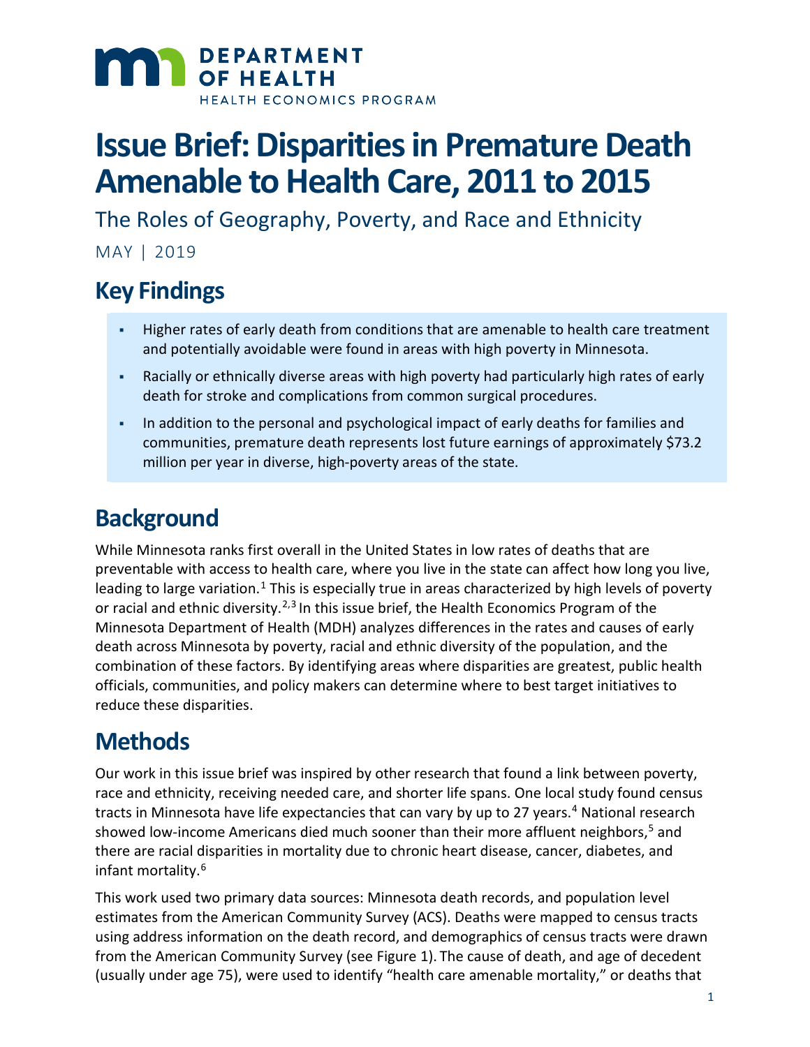DEPARTMENT OF HEALTH

HEALTH ECONOMICS PROGRAM

# Issue Brief: Disparities in Premature Death Amenable to Health Care, 2011 to 2015

The Roles of Geography, Poverty, and Race and Ethnicity

MAY | 2019

## Key Findings

- Higher rates of early death from conditions that are amenable to health care treatment and potentially avoidable were found in areas with high poverty in Minnesota.
- Racially or ethnically diverse areas with high poverty had particularly high rates of early death for stroke and complications from common surgical procedures.
- In addition to the personal and psychological impact of early deaths for families and communities, premature death represents lost future earnings of approximately $73.2 million per year in diverse, high-poverty areas of the state.

## Background

While Minnesota ranks first overall in the United States in low rates of deaths that are preventable with access to health care, where you live in the state can affect how long you live, leading to large variation.[1] This is especially true in areas characterized by high levels of poverty or racial and ethnic diversity.[2,3] In this issue brief, the Health Economics Program of the Minnesota Department of Health (MDH) analyzes differences in the rates and causes of early death across Minnesota by poverty, racial and ethnic diversity of the population, and the combination of these factors. By identifying areas where disparities are greatest, public health officials, communities, and policy makers can determine where to best target initiatives to reduce these disparities.

## Methods

Our work in this issue brief was inspired by other research that found a link between poverty, race and ethnicity, receiving needed care, and shorter life spans. One local study found census tracts in Minnesota have life expectancies that can vary by up to 27 years.[4] National research showed low-income Americans died much sooner than their more affluent neighbors,[5] and there are racial disparities in mortality due to chronic heart disease, cancer, diabetes, and infant mortality.[6]

This work used two primary data sources: Minnesota death records, and population level estimates from the American Community Survey (ACS). Deaths were mapped to census tracts using address information on the death record, and demographics of census tracts were drawn from the American Community Survey (see Figure 1). The cause of death, and age of decedent (usually under age 75), were used to identify "health care amenable mortality," or deaths that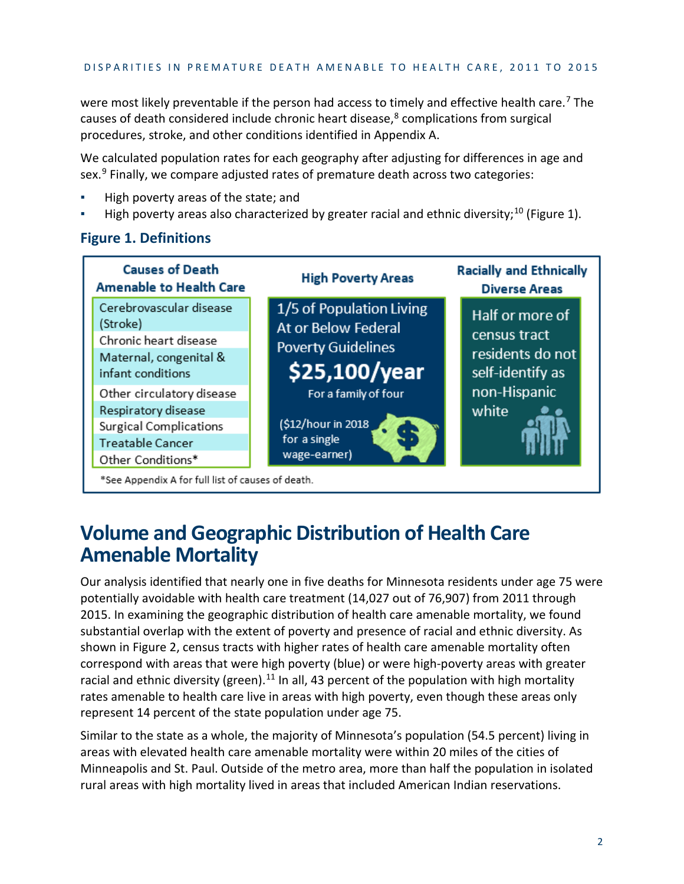were most likely preventable if the person had access to timely and effective health care.[7] The causes of death considered include chronic heart disease,[8] complications from surgical procedures, stroke, and other conditions identified in Appendix A.

We calculated population rates for each geography after adjusting for differences in age and sex.[9] Finally, we compare adjusted rates of premature death across two categories:

- High poverty areas of the state; and
- High poverty areas also characterized by greater racial and ethnic diversity;[10] (Figure 1).

### Figure 1. Definitions

| Causes of Death Amenable to Health Care | High Poverty Areas | Racially and Ethnically Diverse Areas |
|---|---|---|
| Cerebrovascular disease (Stroke)<br>Chronic heart disease<br>Maternal, congenital & infant conditions<br>Other circulatory disease<br>Respiratory disease<br>Surgical Complications<br>Treatable Cancer<br>Other Conditions* | 1/5 of Population Living At or Below Federal Poverty Guidelines<br>**$25,100/year**<br>For a family of four<br>($12/hour in 2018 for a single wage-earner) | Half or more of census tract residents do not self-identify as non-Hispanic white |

*See Appendix A for full list of causes of death.

## Volume and Geographic Distribution of Health Care Amenable Mortality

Our analysis identified that nearly one in five deaths for Minnesota residents under age 75 were potentially avoidable with health care treatment (14,027 out of 76,907) from 2011 through 2015. In examining the geographic distribution of health care amenable mortality, we found substantial overlap with the extent of poverty and presence of racial and ethnic diversity. As shown in Figure 2, census tracts with higher rates of health care amenable mortality often correspond with areas that were high poverty (blue) or were high-poverty areas with greater racial and ethnic diversity (green).[11] In all, 43 percent of the population with high mortality rates amenable to health care live in areas with high poverty, even though these areas only represent 14 percent of the state population under age 75.

Similar to the state as a whole, the majority of Minnesota's population (54.5 percent) living in areas with elevated health care amenable mortality were within 20 miles of the cities of Minneapolis and St. Paul. Outside of the metro area, more than half the population in isolated rural areas with high mortality lived in areas that included American Indian reservations.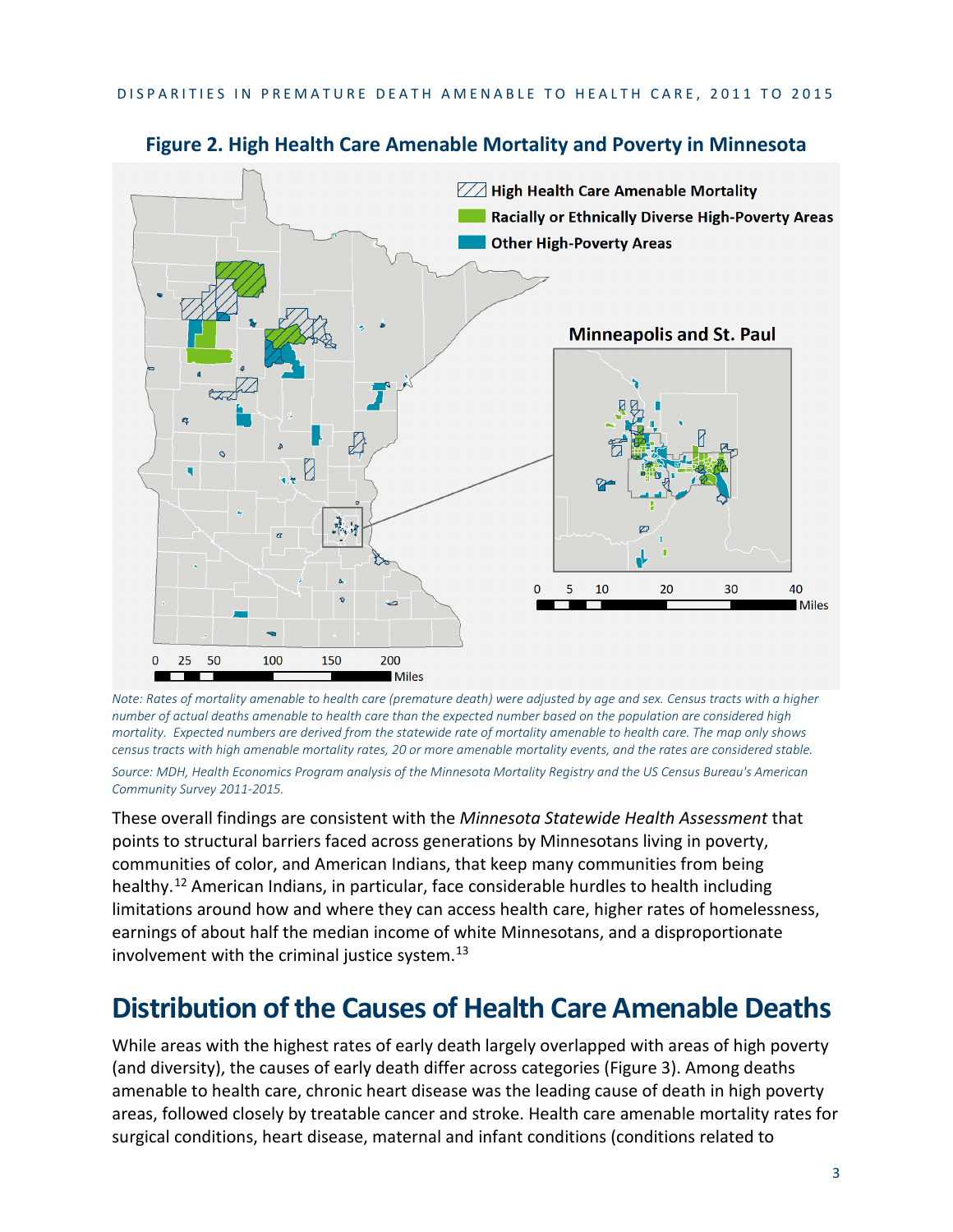**Figure 2. High Health Care Amenable Mortality and Poverty in Minnesota**

High Health Care Amenable Mortality

Racially or Ethnically Diverse High-Poverty Areas

Other High-Poverty Areas

Minneapolis and St. Paul

0 5 10 20 30 40 Miles

0 25 50 100 150 200 Miles

*Note: Rates of mortality amenable to health care (premature death) were adjusted by age and sex. Census tracts with a higher number of actual deaths amenable to health care than the expected number based on the population are considered high mortality. Expected numbers are derived from the statewide rate of mortality amenable to health care. The map only shows census tracts with high amenable mortality rates, 20 or more amenable mortality events, and the rates are considered stable.*

*Source: MDH, Health Economics Program analysis of the Minnesota Mortality Registry and the US Census Bureau's American Community Survey 2011-2015.*

These overall findings are consistent with the *Minnesota Statewide Health Assessment* that points to structural barriers faced across generations by Minnesotans living in poverty, communities of color, and American Indians, that keep many communities from being healthy.[12] American Indians, in particular, face considerable hurdles to health including limitations around how and where they can access health care, higher rates of homelessness, earnings of about half the median income of white Minnesotans, and a disproportionate involvement with the criminal justice system.[13]

# Distribution of the Causes of Health Care Amenable Deaths

While areas with the highest rates of early death largely overlapped with areas of high poverty (and diversity), the causes of early death differ across categories (Figure 3). Among deaths amenable to health care, chronic heart disease was the leading cause of death in high poverty areas, followed closely by treatable cancer and stroke. Health care amenable mortality rates for surgical conditions, heart disease, maternal and infant conditions (conditions related to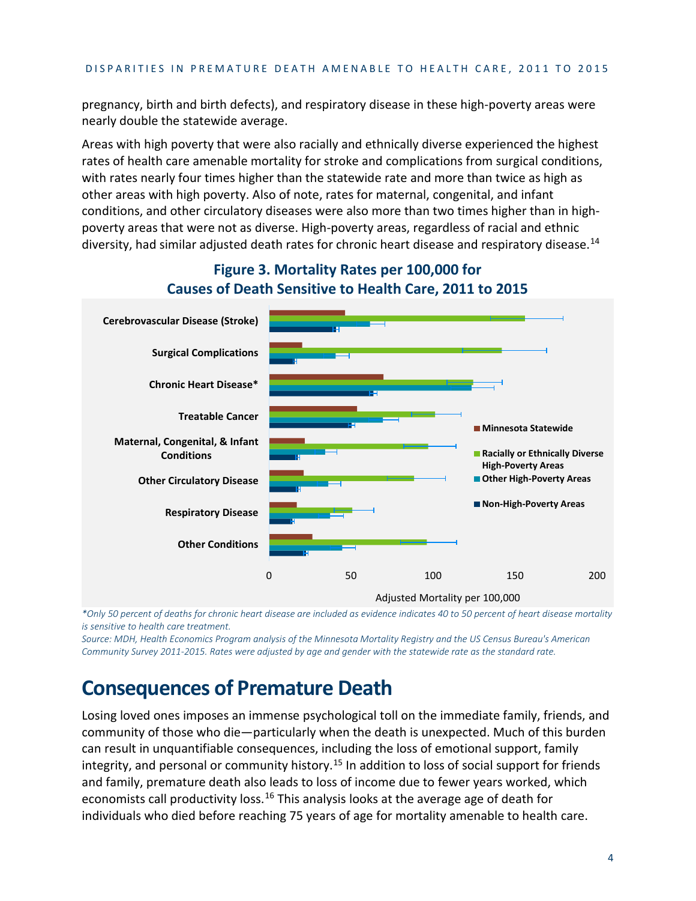pregnancy, birth and birth defects), and respiratory disease in these high-poverty areas were nearly double the statewide average.

Areas with high poverty that were also racially and ethnically diverse experienced the highest rates of health care amenable mortality for stroke and complications from surgical conditions, with rates nearly four times higher than the statewide rate and more than twice as high as other areas with high poverty. Also of note, rates for maternal, congenital, and infant conditions, and other circulatory diseases were also more than two times higher than in high-poverty areas that were not as diverse. High-poverty areas, regardless of racial and ethnic diversity, had similar adjusted death rates for chronic heart disease and respiratory disease.[14]

**Figure 3. Mortality Rates per 100,000 for Causes of Death Sensitive to Health Care, 2011 to 2015**

Causes shown: Cerebrovascular Disease (Stroke); Surgical Complications; Chronic Heart Disease*; Treatable Cancer; Maternal, Congenital, & Infant Conditions; Other Circulatory Disease; Respiratory Disease; Other Conditions

Legend: Minnesota Statewide; Racially or Ethnically Diverse High-Poverty Areas; Other High-Poverty Areas; Non-High-Poverty Areas

X-axis: Adjusted Mortality per 100,000 (0, 50, 100, 150, 200)

*\*Only 50 percent of deaths for chronic heart disease are included as evidence indicates 40 to 50 percent of heart disease mortality is sensitive to health care treatment.*

*Source: MDH, Health Economics Program analysis of the Minnesota Mortality Registry and the US Census Bureau's American Community Survey 2011-2015. Rates were adjusted by age and gender with the statewide rate as the standard rate.*

# Consequences of Premature Death

Losing loved ones imposes an immense psychological toll on the immediate family, friends, and community of those who die—particularly when the death is unexpected. Much of this burden can result in unquantifiable consequences, including the loss of emotional support, family integrity, and personal or community history.[15] In addition to loss of social support for friends and family, premature death also leads to loss of income due to fewer years worked, which economists call productivity loss.[16] This analysis looks at the average age of death for individuals who died before reaching 75 years of age for mortality amenable to health care.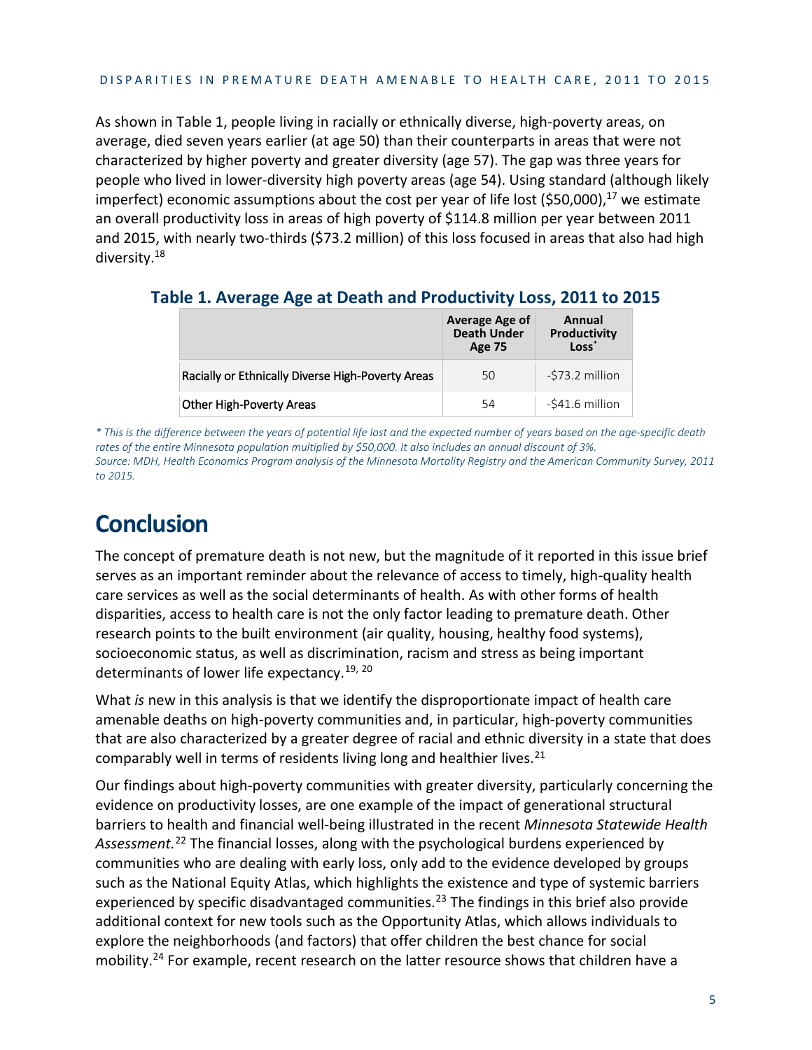As shown in Table 1, people living in racially or ethnically diverse, high-poverty areas, on average, died seven years earlier (at age 50) than their counterparts in areas that were not characterized by higher poverty and greater diversity (age 57). The gap was three years for people who lived in lower-diversity high poverty areas (age 54). Using standard (although likely imperfect) economic assumptions about the cost per year of life lost ($50,000),[17] we estimate an overall productivity loss in areas of high poverty of $114.8 million per year between 2011 and 2015, with nearly two-thirds ($73.2 million) of this loss focused in areas that also had high diversity.[18]

### Table 1. Average Age at Death and Productivity Loss, 2011 to 2015

| | Average Age of Death Under Age 75 | Annual Productivity Loss* |
|---|---|---|
| Racially or Ethnically Diverse High-Poverty Areas | 50 | -$73.2 million |
| Other High-Poverty Areas | 54 | -$41.6 million |

*\* This is the difference between the years of potential life lost and the expected number of years based on the age-specific death rates of the entire Minnesota population multiplied by $50,000. It also includes an annual discount of 3%.*
*Source: MDH, Health Economics Program analysis of the Minnesota Mortality Registry and the American Community Survey, 2011 to 2015.*

# Conclusion

The concept of premature death is not new, but the magnitude of it reported in this issue brief serves as an important reminder about the relevance of access to timely, high-quality health care services as well as the social determinants of health. As with other forms of health disparities, access to health care is not the only factor leading to premature death. Other research points to the built environment (air quality, housing, healthy food systems), socioeconomic status, as well as discrimination, racism and stress as being important determinants of lower life expectancy.[19, 20]

What *is* new in this analysis is that we identify the disproportionate impact of health care amenable deaths on high-poverty communities and, in particular, high-poverty communities that are also characterized by a greater degree of racial and ethnic diversity in a state that does comparably well in terms of residents living long and healthier lives.[21]

Our findings about high-poverty communities with greater diversity, particularly concerning the evidence on productivity losses, are one example of the impact of generational structural barriers to health and financial well-being illustrated in the recent *Minnesota Statewide Health Assessment.*[22] The financial losses, along with the psychological burdens experienced by communities who are dealing with early loss, only add to the evidence developed by groups such as the National Equity Atlas, which highlights the existence and type of systemic barriers experienced by specific disadvantaged communities.[23] The findings in this brief also provide additional context for new tools such as the Opportunity Atlas, which allows individuals to explore the neighborhoods (and factors) that offer children the best chance for social mobility.[24] For example, recent research on the latter resource shows that children have a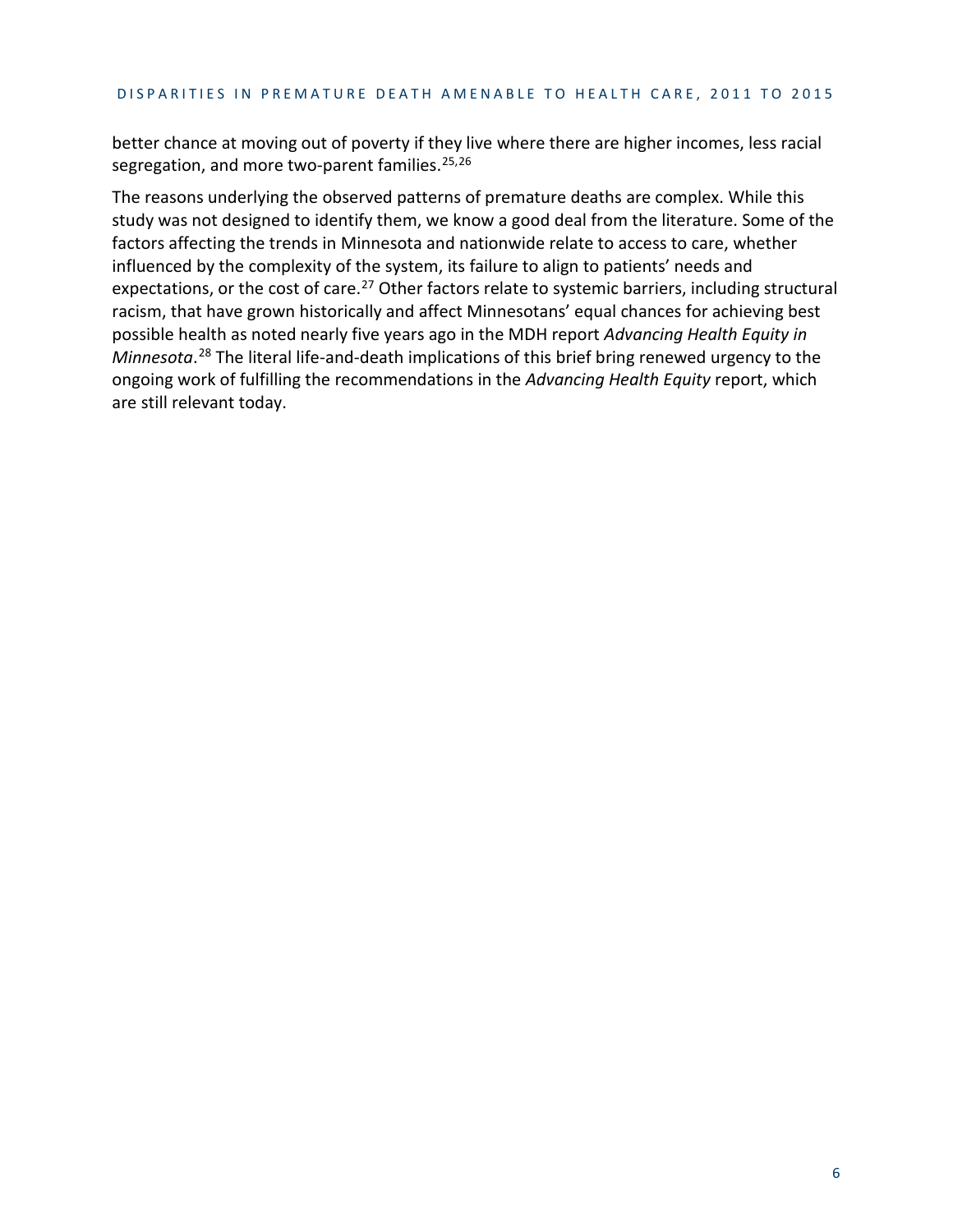better chance at moving out of poverty if they live where there are higher incomes, less racial segregation, and more two-parent families.[25,26]

The reasons underlying the observed patterns of premature deaths are complex. While this study was not designed to identify them, we know a good deal from the literature. Some of the factors affecting the trends in Minnesota and nationwide relate to access to care, whether influenced by the complexity of the system, its failure to align to patients' needs and expectations, or the cost of care.[27] Other factors relate to systemic barriers, including structural racism, that have grown historically and affect Minnesotans' equal chances for achieving best possible health as noted nearly five years ago in the MDH report *Advancing Health Equity in Minnesota*.[28] The literal life-and-death implications of this brief bring renewed urgency to the ongoing work of fulfilling the recommendations in the *Advancing Health Equity* report, which are still relevant today.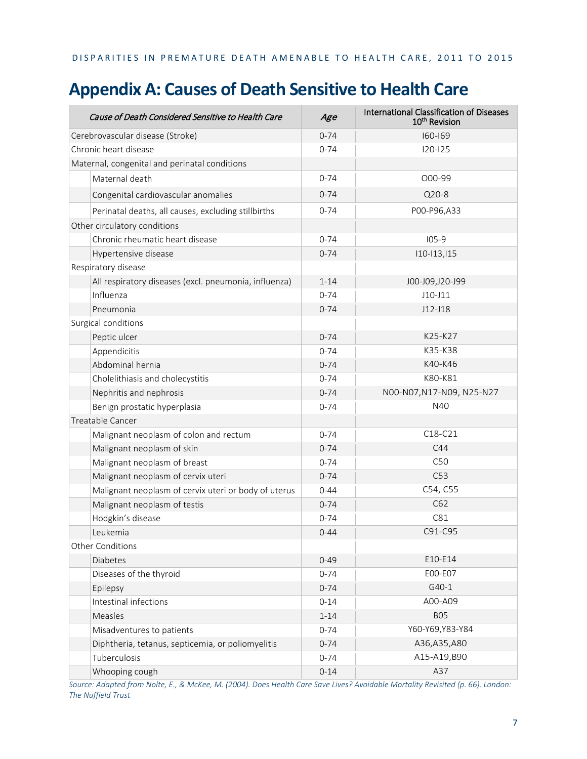# Appendix A: Causes of Death Sensitive to Health Care

| *Cause of Death Considered Sensitive to Health Care* | *Age* | International Classification of Diseases 10th Revision |
|---|---|---|
| Cerebrovascular disease (Stroke) | 0-74 | I60-I69 |
| Chronic heart disease | 0-74 | I20-I25 |
| Maternal, congenital and perinatal conditions | | |
| Maternal death | 0-74 | O00-99 |
| Congenital cardiovascular anomalies | 0-74 | Q20-8 |
| Perinatal deaths, all causes, excluding stillbirths | 0-74 | P00-P96,A33 |
| Other circulatory conditions | | |
| Chronic rheumatic heart disease | 0-74 | I05-9 |
| Hypertensive disease | 0-74 | I10-I13,I15 |
| Respiratory disease | | |
| All respiratory diseases (excl. pneumonia, influenza) | 1-14 | J00-J09,J20-J99 |
| Influenza | 0-74 | J10-J11 |
| Pneumonia | 0-74 | J12-J18 |
| Surgical conditions | | |
| Peptic ulcer | 0-74 | K25-K27 |
| Appendicitis | 0-74 | K35-K38 |
| Abdominal hernia | 0-74 | K40-K46 |
| Cholelithiasis and cholecystitis | 0-74 | K80-K81 |
| Nephritis and nephrosis | 0-74 | N00-N07,N17-N09, N25-N27 |
| Benign prostatic hyperplasia | 0-74 | N40 |
| Treatable Cancer | | |
| Malignant neoplasm of colon and rectum | 0-74 | C18-C21 |
| Malignant neoplasm of skin | 0-74 | C44 |
| Malignant neoplasm of breast | 0-74 | C50 |
| Malignant neoplasm of cervix uteri | 0-74 | C53 |
| Malignant neoplasm of cervix uteri or body of uterus | 0-44 | C54, C55 |
| Malignant neoplasm of testis | 0-74 | C62 |
| Hodgkin's disease | 0-74 | C81 |
| Leukemia | 0-44 | C91-C95 |
| Other Conditions | | |
| Diabetes | 0-49 | E10-E14 |
| Diseases of the thyroid | 0-74 | E00-E07 |
| Epilepsy | 0-74 | G40-1 |
| Intestinal infections | 0-14 | A00-A09 |
| Measles | 1-14 | B05 |
| Misadventures to patients | 0-74 | Y60-Y69,Y83-Y84 |
| Diphtheria, tetanus, septicemia, or poliomyelitis | 0-74 | A36,A35,A80 |
| Tuberculosis | 0-74 | A15-A19,B90 |
| Whooping cough | 0-14 | A37 |

*Source: Adapted from Nolte, E., & McKee, M. (2004). Does Health Care Save Lives? Avoidable Mortality Revisited (p. 66). London: The Nuffield Trust*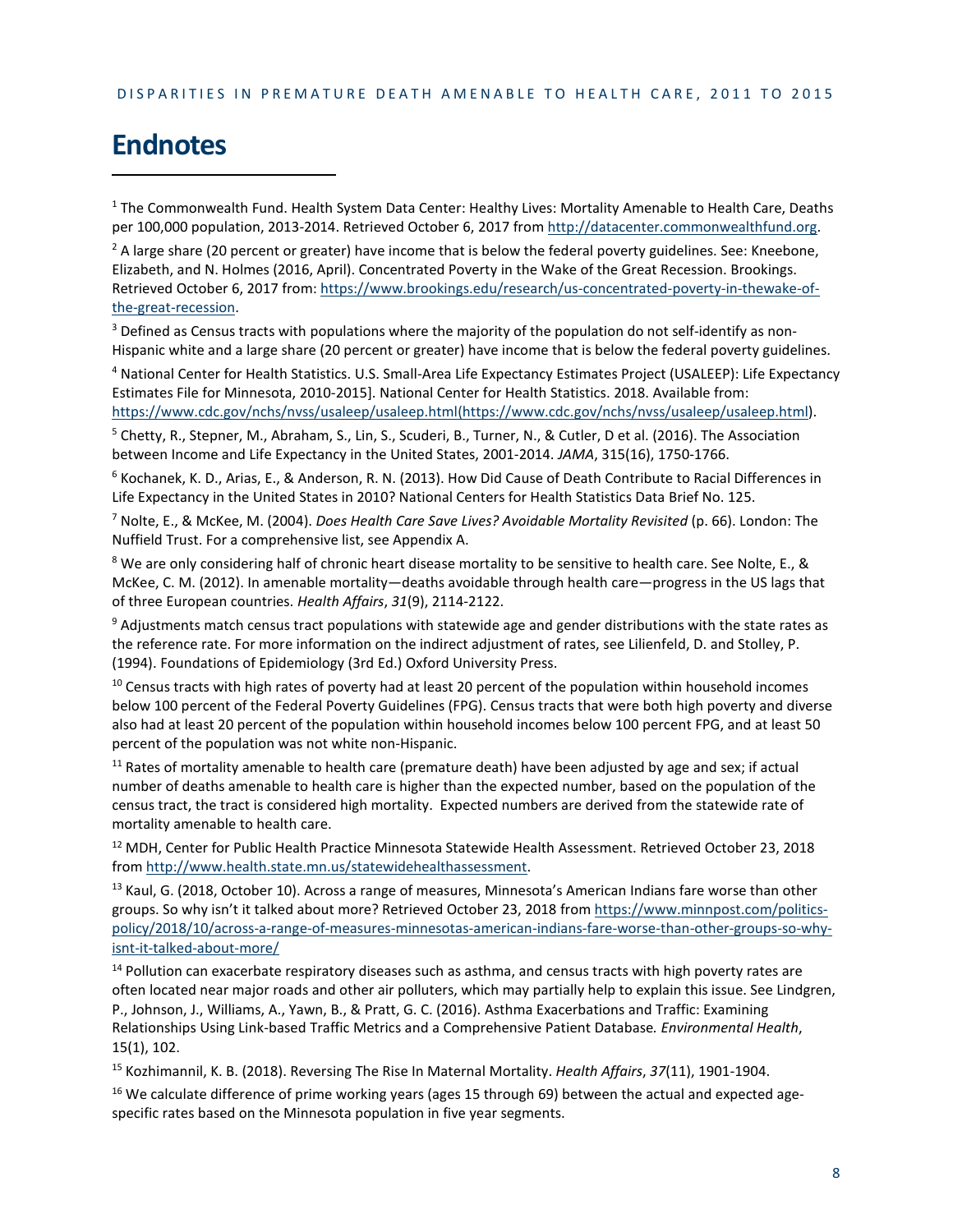# Endnotes

[1] The Commonwealth Fund. Health System Data Center: Healthy Lives: Mortality Amenable to Health Care, Deaths per 100,000 population, 2013-2014. Retrieved October 6, 2017 from http://datacenter.commonwealthfund.org.

[2] A large share (20 percent or greater) have income that is below the federal poverty guidelines. See: Kneebone, Elizabeth, and N. Holmes (2016, April). Concentrated Poverty in the Wake of the Great Recession. Brookings. Retrieved October 6, 2017 from: https://www.brookings.edu/research/us-concentrated-poverty-in-thewake-of-the-great-recession.

[3] Defined as Census tracts with populations where the majority of the population do not self-identify as non-Hispanic white and a large share (20 percent or greater) have income that is below the federal poverty guidelines.

[4] National Center for Health Statistics. U.S. Small-Area Life Expectancy Estimates Project (USALEEP): Life Expectancy Estimates File for Minnesota, 2010-2015]. National Center for Health Statistics. 2018. Available from: https://www.cdc.gov/nchs/nvss/usaleep/usaleep.html(https://www.cdc.gov/nchs/nvss/usaleep/usaleep.html).

[5] Chetty, R., Stepner, M., Abraham, S., Lin, S., Scuderi, B., Turner, N., & Cutler, D et al. (2016). The Association between Income and Life Expectancy in the United States, 2001-2014. *JAMA*, 315(16), 1750-1766.

[6] Kochanek, K. D., Arias, E., & Anderson, R. N. (2013). How Did Cause of Death Contribute to Racial Differences in Life Expectancy in the United States in 2010? National Centers for Health Statistics Data Brief No. 125.

[7] Nolte, E., & McKee, M. (2004). *Does Health Care Save Lives? Avoidable Mortality Revisited* (p. 66). London: The Nuffield Trust. For a comprehensive list, see Appendix A.

[8] We are only considering half of chronic heart disease mortality to be sensitive to health care. See Nolte, E., & McKee, C. M. (2012). In amenable mortality—deaths avoidable through health care—progress in the US lags that of three European countries. *Health Affairs*, *31*(9), 2114-2122.

[9] Adjustments match census tract populations with statewide age and gender distributions with the state rates as the reference rate. For more information on the indirect adjustment of rates, see Lilienfeld, D. and Stolley, P. (1994). Foundations of Epidemiology (3rd Ed.) Oxford University Press.

[10] Census tracts with high rates of poverty had at least 20 percent of the population within household incomes below 100 percent of the Federal Poverty Guidelines (FPG). Census tracts that were both high poverty and diverse also had at least 20 percent of the population within household incomes below 100 percent FPG, and at least 50 percent of the population was not white non-Hispanic.

[11] Rates of mortality amenable to health care (premature death) have been adjusted by age and sex; if actual number of deaths amenable to health care is higher than the expected number, based on the population of the census tract, the tract is considered high mortality. Expected numbers are derived from the statewide rate of mortality amenable to health care.

[12] MDH, Center for Public Health Practice Minnesota Statewide Health Assessment. Retrieved October 23, 2018 from http://www.health.state.mn.us/statewidehealthassessment.

[13] Kaul, G. (2018, October 10). Across a range of measures, Minnesota's American Indians fare worse than other groups. So why isn't it talked about more? Retrieved October 23, 2018 from https://www.minnpost.com/politics-policy/2018/10/across-a-range-of-measures-minnesotas-american-indians-fare-worse-than-other-groups-so-why-isnt-it-talked-about-more/

[14] Pollution can exacerbate respiratory diseases such as asthma, and census tracts with high poverty rates are often located near major roads and other air polluters, which may partially help to explain this issue. See Lindgren, P., Johnson, J., Williams, A., Yawn, B., & Pratt, G. C. (2016). Asthma Exacerbations and Traffic: Examining Relationships Using Link-based Traffic Metrics and a Comprehensive Patient Database. *Environmental Health*, 15(1), 102.

[15] Kozhimannil, K. B. (2018). Reversing The Rise In Maternal Mortality. *Health Affairs*, *37*(11), 1901-1904.

[16] We calculate difference of prime working years (ages 15 through 69) between the actual and expected age-specific rates based on the Minnesota population in five year segments.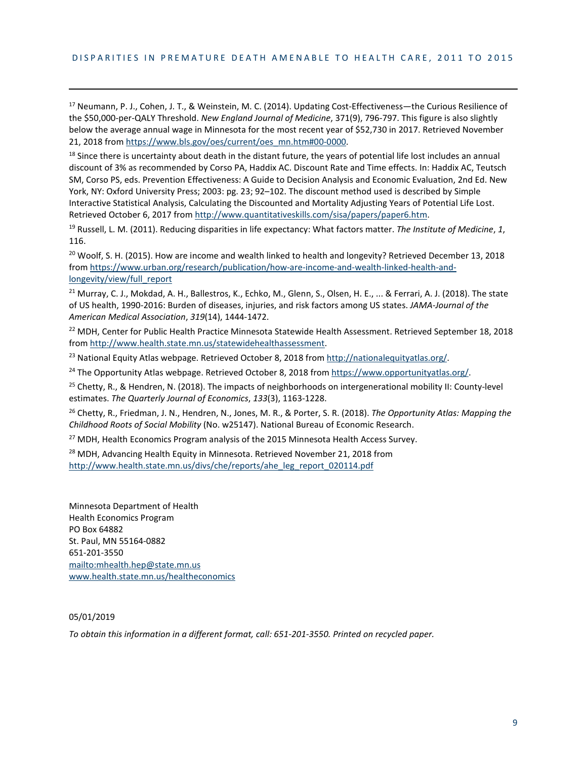[17] Neumann, P. J., Cohen, J. T., & Weinstein, M. C. (2014). Updating Cost-Effectiveness—the Curious Resilience of the $50,000-per-QALY Threshold. *New England Journal of Medicine*, 371(9), 796-797. This figure is also slightly below the average annual wage in Minnesota for the most recent year of $52,730 in 2017. Retrieved November 21, 2018 from https://www.bls.gov/oes/current/oes_mn.htm#00-0000.

[18] Since there is uncertainty about death in the distant future, the years of potential life lost includes an annual discount of 3% as recommended by Corso PA, Haddix AC. Discount Rate and Time effects. In: Haddix AC, Teutsch SM, Corso PS, eds. Prevention Effectiveness: A Guide to Decision Analysis and Economic Evaluation, 2nd Ed. New York, NY: Oxford University Press; 2003: pg. 23; 92–102. The discount method used is described by Simple Interactive Statistical Analysis, Calculating the Discounted and Mortality Adjusting Years of Potential Life Lost. Retrieved October 6, 2017 from http://www.quantitativeskills.com/sisa/papers/paper6.htm.

[19] Russell, L. M. (2011). Reducing disparities in life expectancy: What factors matter. *The Institute of Medicine*, *1*, 116.

[20] Woolf, S. H. (2015). How are income and wealth linked to health and longevity? Retrieved December 13, 2018 from https://www.urban.org/research/publication/how-are-income-and-wealth-linked-health-and-longevity/view/full_report

[21] Murray, C. J., Mokdad, A. H., Ballestros, K., Echko, M., Glenn, S., Olsen, H. E., ... & Ferrari, A. J. (2018). The state of US health, 1990-2016: Burden of diseases, injuries, and risk factors among US states. *JAMA-Journal of the American Medical Association*, *319*(14), 1444-1472.

[22] MDH, Center for Public Health Practice Minnesota Statewide Health Assessment. Retrieved September 18, 2018 from http://www.health.state.mn.us/statewidehealthassessment.

[23] National Equity Atlas webpage. Retrieved October 8, 2018 from http://nationalequityatlas.org/.

[24] The Opportunity Atlas webpage. Retrieved October 8, 2018 from https://www.opportunityatlas.org/.

[25] Chetty, R., & Hendren, N. (2018). The impacts of neighborhoods on intergenerational mobility II: County-level estimates. *The Quarterly Journal of Economics*, *133*(3), 1163-1228.

[26] Chetty, R., Friedman, J. N., Hendren, N., Jones, M. R., & Porter, S. R. (2018). *The Opportunity Atlas: Mapping the Childhood Roots of Social Mobility* (No. w25147). National Bureau of Economic Research.

[27] MDH, Health Economics Program analysis of the 2015 Minnesota Health Access Survey.

[28] MDH, Advancing Health Equity in Minnesota. Retrieved November 21, 2018 from http://www.health.state.mn.us/divs/che/reports/ahe_leg_report_020114.pdf

Minnesota Department of Health
Health Economics Program
PO Box 64882
St. Paul, MN 55164-0882
651-201-3550
mailto:mhealth.hep@state.mn.us
www.health.state.mn.us/healtheconomics

05/01/2019

*To obtain this information in a different format, call: 651-201-3550. Printed on recycled paper.*